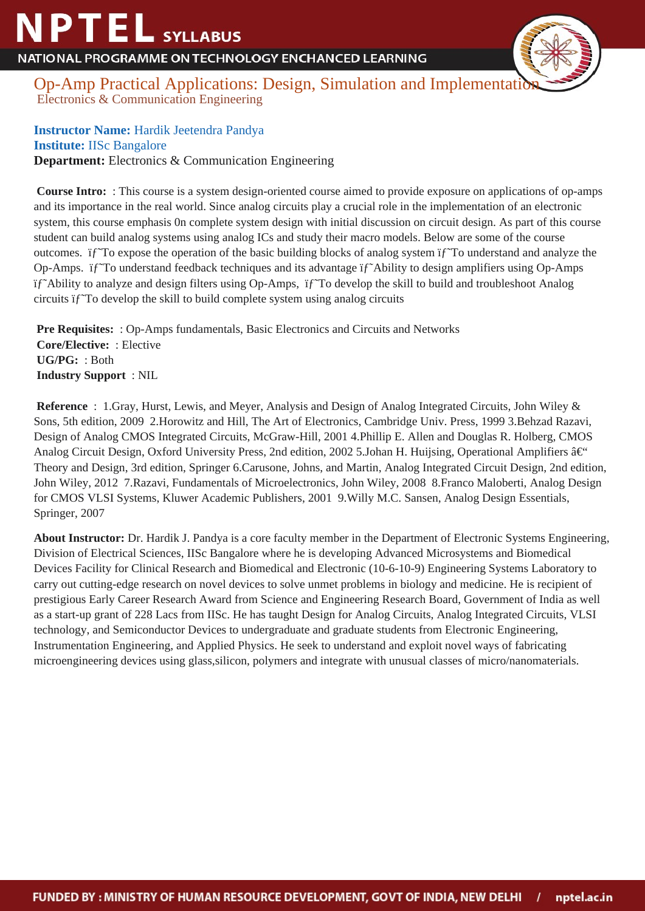# NPTEL SYLLABUS

NATIONAL PROGRAMME ON TECHNOLOGY ENCHANCED LEARNING

## Op-Amp Practical Applications: Design, Simulation and Implementation

Electronics & Communication Engineering

**Instructor Name:** Hardik Jeetendra Pandya
**Institute:** IISc Bangalore
**Department:** Electronics & Communication Engineering

**Course Intro:** : This course is a system design-oriented course aimed to provide exposure on applications of op-amps and its importance in the real world. Since analog circuits play a crucial role in the implementation of an electronic system, this course emphasis 0n complete system design with initial discussion on circuit design. As part of this course student can build analog systems using analog ICs and study their macro models. Below are some of the course outcomes. ïƒ˜To expose the operation of the basic building blocks of analog system ïƒ˜To understand and analyze the Op-Amps. ïƒ˜To understand feedback techniques and its advantage ïƒ˜Ability to design amplifiers using Op-Amps ïƒ˜Ability to analyze and design filters using Op-Amps, ïƒ˜To develop the skill to build and troubleshoot Analog circuits ïƒ˜To develop the skill to build complete system using analog circuits

**Pre Requisites:** : Op-Amps fundamentals, Basic Electronics and Circuits and Networks
**Core/Elective:** : Elective
**UG/PG:** : Both
**Industry Support** : NIL

**Reference** : 1.Gray, Hurst, Lewis, and Meyer, Analysis and Design of Analog Integrated Circuits, John Wiley & Sons, 5th edition, 2009 2.Horowitz and Hill, The Art of Electronics, Cambridge Univ. Press, 1999 3.Behzad Razavi, Design of Analog CMOS Integrated Circuits, McGraw-Hill, 2001 4.Phillip E. Allen and Douglas R. Holberg, CMOS Analog Circuit Design, Oxford University Press, 2nd edition, 2002 5.Johan H. Huijsing, Operational Amplifiers â€“ Theory and Design, 3rd edition, Springer 6.Carusone, Johns, and Martin, Analog Integrated Circuit Design, 2nd edition, John Wiley, 2012 7.Razavi, Fundamentals of Microelectronics, John Wiley, 2008 8.Franco Maloberti, Analog Design for CMOS VLSI Systems, Kluwer Academic Publishers, 2001 9.Willy M.C. Sansen, Analog Design Essentials, Springer, 2007

**About Instructor:** Dr. Hardik J. Pandya is a core faculty member in the Department of Electronic Systems Engineering, Division of Electrical Sciences, IISc Bangalore where he is developing Advanced Microsystems and Biomedical Devices Facility for Clinical Research and Biomedical and Electronic (10-6-10-9) Engineering Systems Laboratory to carry out cutting-edge research on novel devices to solve unmet problems in biology and medicine. He is recipient of prestigious Early Career Research Award from Science and Engineering Research Board, Government of India as well as a start-up grant of 228 Lacs from IISc. He has taught Design for Analog Circuits, Analog Integrated Circuits, VLSI technology, and Semiconductor Devices to undergraduate and graduate students from Electronic Engineering, Instrumentation Engineering, and Applied Physics. He seek to understand and exploit novel ways of fabricating microengineering devices using glass,silicon, polymers and integrate with unusual classes of micro/nanomaterials.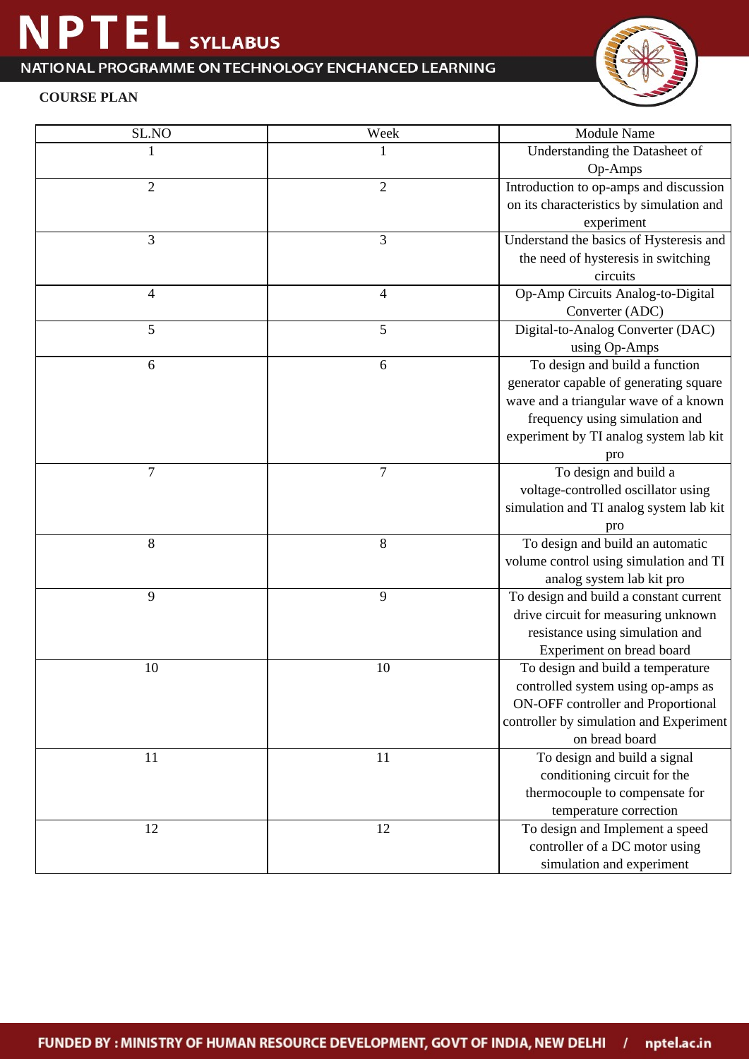**COURSE PLAN**

| SL.NO | Week | Module Name |
|---|---|---|
| 1 | 1 | Understanding the Datasheet of Op-Amps |
| 2 | 2 | Introduction to op-amps and discussion on its characteristics by simulation and experiment |
| 3 | 3 | Understand the basics of Hysteresis and the need of hysteresis in switching circuits |
| 4 | 4 | Op-Amp Circuits Analog-to-Digital Converter (ADC) |
| 5 | 5 | Digital-to-Analog Converter (DAC) using Op-Amps |
| 6 | 6 | To design and build a function generator capable of generating square wave and a triangular wave of a known frequency using simulation and experiment by TI analog system lab kit pro |
| 7 | 7 | To design and build a voltage-controlled oscillator using simulation and TI analog system lab kit pro |
| 8 | 8 | To design and build an automatic volume control using simulation and TI analog system lab kit pro |
| 9 | 9 | To design and build a constant current drive circuit for measuring unknown resistance using simulation and Experiment on bread board |
| 10 | 10 | To design and build a temperature controlled system using op-amps as ON-OFF controller and Proportional controller by simulation and Experiment on bread board |
| 11 | 11 | To design and build a signal conditioning circuit for the thermocouple to compensate for temperature correction |
| 12 | 12 | To design and Implement a speed controller of a DC motor using simulation and experiment |